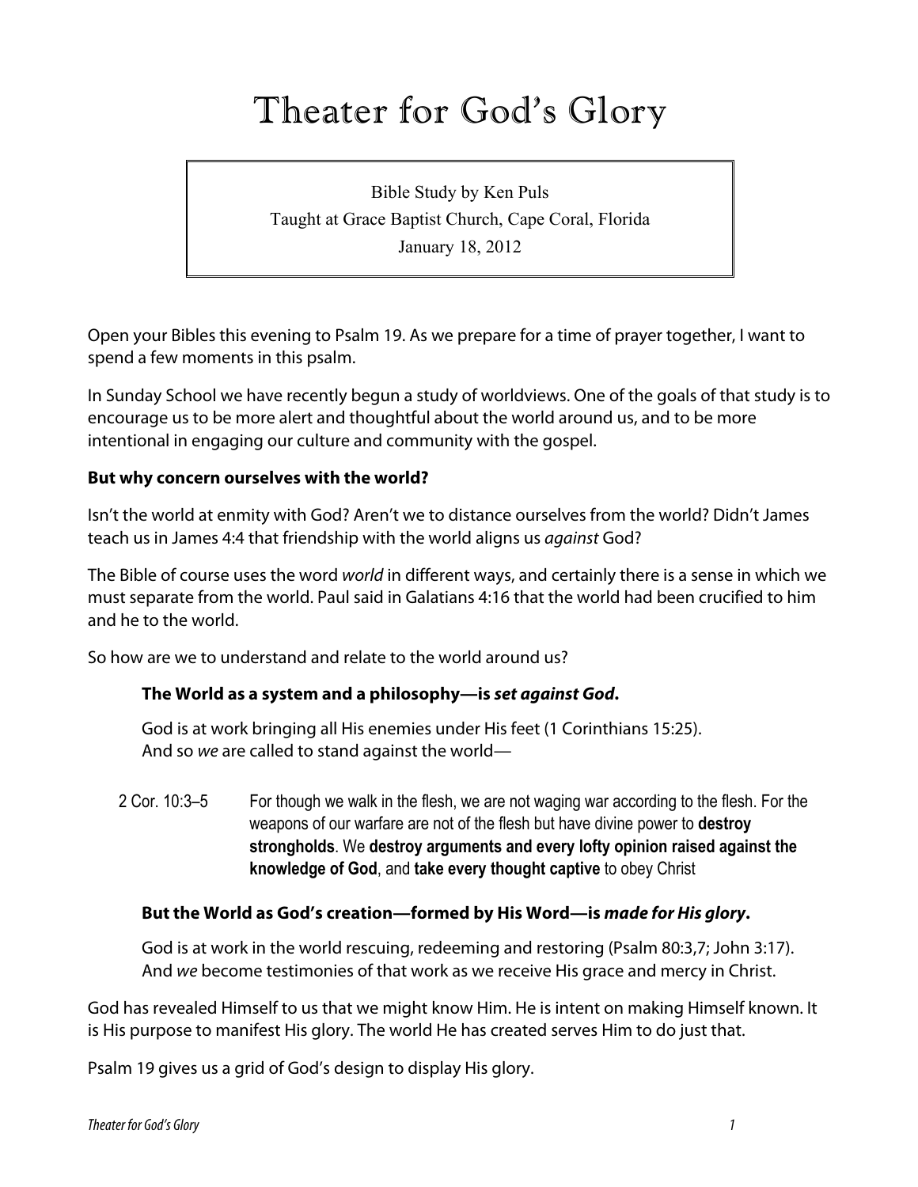# Theater for God's Glory

Bible Study by Ken Puls
Taught at Grace Baptist Church, Cape Coral, Florida
January 18, 2012

Open your Bibles this evening to Psalm 19. As we prepare for a time of prayer together, I want to spend a few moments in this psalm.

In Sunday School we have recently begun a study of worldviews. One of the goals of that study is to encourage us to be more alert and thoughtful about the world around us, and to be more intentional in engaging our culture and community with the gospel.

**But why concern ourselves with the world?**

Isn't the world at enmity with God? Aren't we to distance ourselves from the world? Didn't James teach us in James 4:4 that friendship with the world aligns us *against* God?

The Bible of course uses the word *world* in different ways, and certainly there is a sense in which we must separate from the world. Paul said in Galatians 4:16 that the world had been crucified to him and he to the world.

So how are we to understand and relate to the world around us?

**The World as a system and a philosophy—is *set against God*.**

God is at work bringing all His enemies under His feet (1 Corinthians 15:25).
And so *we* are called to stand against the world—

2 Cor. 10:3–5 For though we walk in the flesh, we are not waging war according to the flesh. For the weapons of our warfare are not of the flesh but have divine power to **destroy strongholds**. We **destroy arguments and every lofty opinion raised against the knowledge of God**, and **take every thought captive** to obey Christ

**But the World as God's creation—formed by His Word—is *made for His glory*.**

God is at work in the world rescuing, redeeming and restoring (Psalm 80:3,7; John 3:17).
And *we* become testimonies of that work as we receive His grace and mercy in Christ.

God has revealed Himself to us that we might know Him. He is intent on making Himself known. It is His purpose to manifest His glory. The world He has created serves Him to do just that.

Psalm 19 gives us a grid of God's design to display His glory.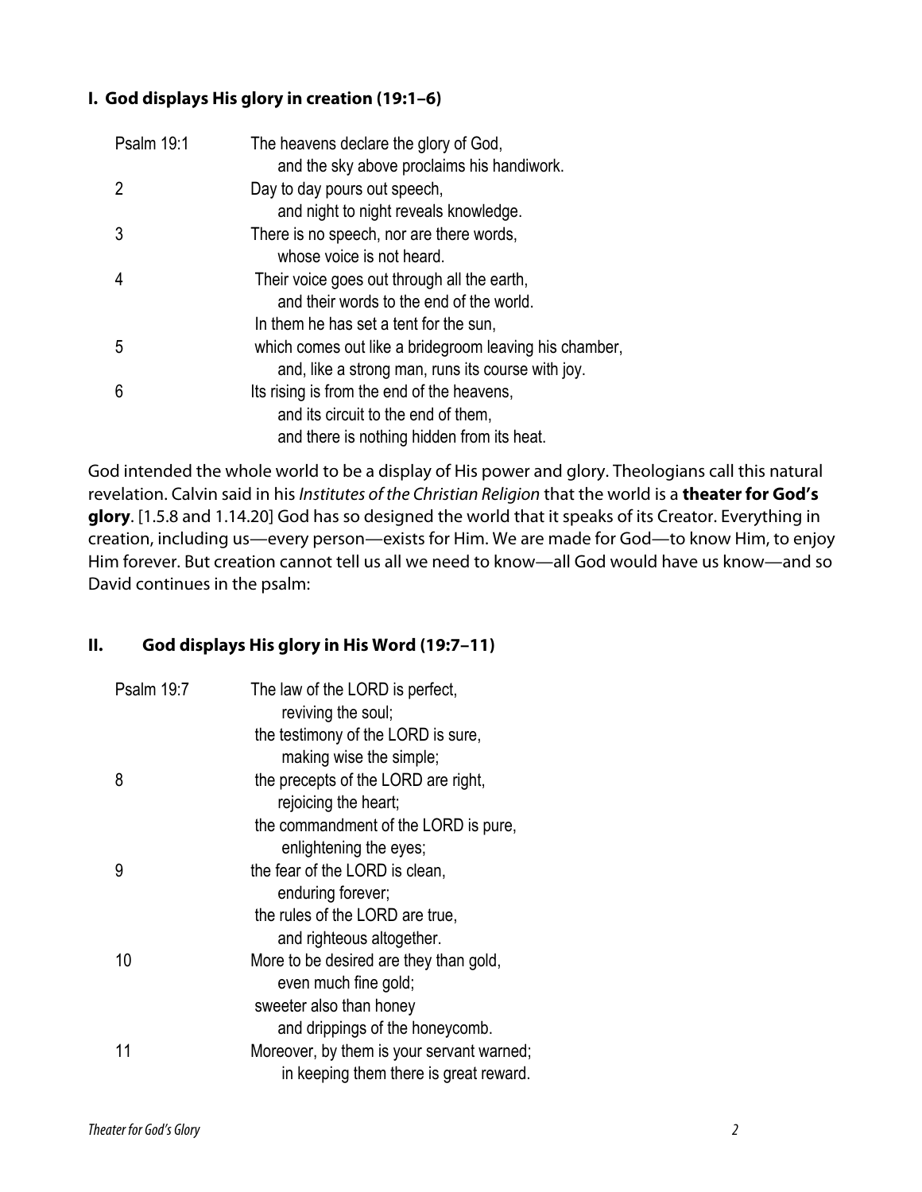## I. God displays His glory in creation (19:1–6)

| | |
|---|---|
| Psalm 19:1 | The heavens declare the glory of God,<br>and the sky above proclaims his handiwork. |
| 2 | Day to day pours out speech,<br>and night to night reveals knowledge. |
| 3 | There is no speech, nor are there words,<br>whose voice is not heard. |
| 4 | Their voice goes out through all the earth,<br>and their words to the end of the world.<br>In them he has set a tent for the sun, |
| 5 | which comes out like a bridegroom leaving his chamber,<br>and, like a strong man, runs its course with joy. |
| 6 | Its rising is from the end of the heavens,<br>and its circuit to the end of them,<br>and there is nothing hidden from its heat. |

God intended the whole world to be a display of His power and glory. Theologians call this natural revelation. Calvin said in his *Institutes of the Christian Religion* that the world is a **theater for God's glory**. [1.5.8 and 1.14.20] God has so designed the world that it speaks of its Creator. Everything in creation, including us—every person—exists for Him. We are made for God—to know Him, to enjoy Him forever. But creation cannot tell us all we need to know—all God would have us know—and so David continues in the psalm:

## II. God displays His glory in His Word (19:7–11)

| | |
|---|---|
| Psalm 19:7 | The law of the LORD is perfect,<br>reviving the soul;<br>the testimony of the LORD is sure,<br>making wise the simple; |
| 8 | the precepts of the LORD are right,<br>rejoicing the heart;<br>the commandment of the LORD is pure,<br>enlightening the eyes; |
| 9 | the fear of the LORD is clean,<br>enduring forever;<br>the rules of the LORD are true,<br>and righteous altogether. |
| 10 | More to be desired are they than gold,<br>even much fine gold;<br>sweeter also than honey<br>and drippings of the honeycomb. |
| 11 | Moreover, by them is your servant warned;<br>in keeping them there is great reward. |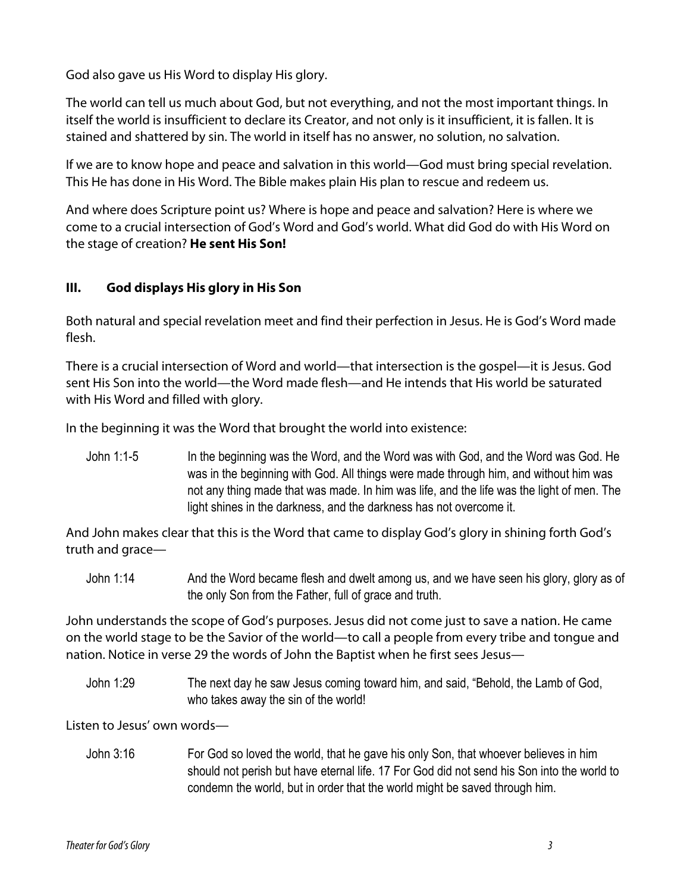God also gave us His Word to display His glory.

The world can tell us much about God, but not everything, and not the most important things. In itself the world is insufficient to declare its Creator, and not only is it insufficient, it is fallen. It is stained and shattered by sin. The world in itself has no answer, no solution, no salvation.

If we are to know hope and peace and salvation in this world—God must bring special revelation. This He has done in His Word. The Bible makes plain His plan to rescue and redeem us.

And where does Scripture point us? Where is hope and peace and salvation? Here is where we come to a crucial intersection of God's Word and God's world. What did God do with His Word on the stage of creation? **He sent His Son!**

## III. God displays His glory in His Son

Both natural and special revelation meet and find their perfection in Jesus. He is God's Word made flesh.

There is a crucial intersection of Word and world—that intersection is the gospel—it is Jesus. God sent His Son into the world—the Word made flesh—and He intends that His world be saturated with His Word and filled with glory.

In the beginning it was the Word that brought the world into existence:

> John 1:1-5 In the beginning was the Word, and the Word was with God, and the Word was God. He was in the beginning with God. All things were made through him, and without him was not any thing made that was made. In him was life, and the life was the light of men. The light shines in the darkness, and the darkness has not overcome it.

And John makes clear that this is the Word that came to display God's glory in shining forth God's truth and grace—

> John 1:14 And the Word became flesh and dwelt among us, and we have seen his glory, glory as of the only Son from the Father, full of grace and truth.

John understands the scope of God's purposes. Jesus did not come just to save a nation. He came on the world stage to be the Savior of the world—to call a people from every tribe and tongue and nation. Notice in verse 29 the words of John the Baptist when he first sees Jesus—

> John 1:29 The next day he saw Jesus coming toward him, and said, "Behold, the Lamb of God, who takes away the sin of the world!

Listen to Jesus' own words—

> John 3:16 For God so loved the world, that he gave his only Son, that whoever believes in him should not perish but have eternal life. 17 For God did not send his Son into the world to condemn the world, but in order that the world might be saved through him.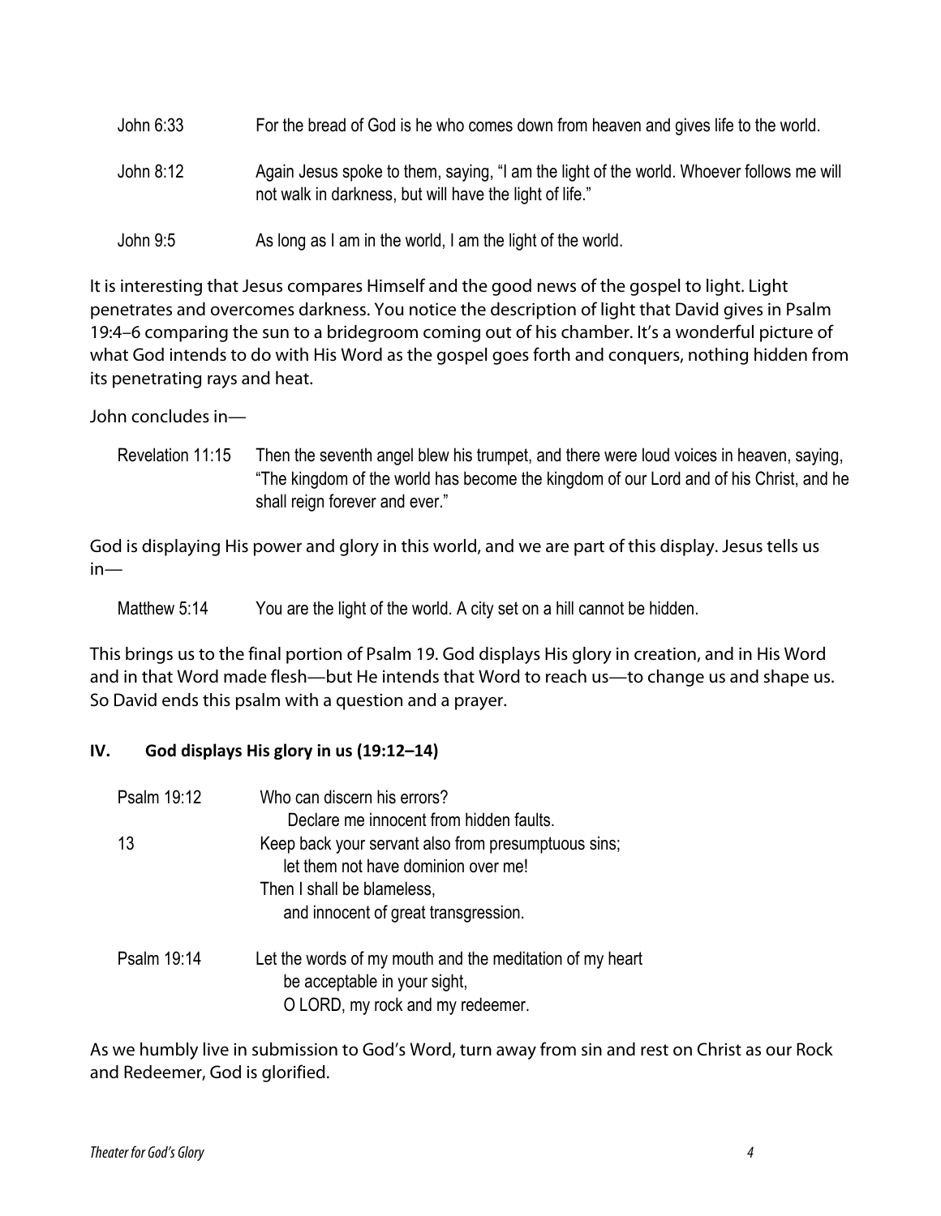| | |
|---|---|
| John 6:33 | For the bread of God is he who comes down from heaven and gives life to the world. |
| John 8:12 | Again Jesus spoke to them, saying, "I am the light of the world. Whoever follows me will not walk in darkness, but will have the light of life." |
| John 9:5 | As long as I am in the world, I am the light of the world. |

It is interesting that Jesus compares Himself and the good news of the gospel to light. Light penetrates and overcomes darkness. You notice the description of light that David gives in Psalm 19:4–6 comparing the sun to a bridegroom coming out of his chamber. It's a wonderful picture of what God intends to do with His Word as the gospel goes forth and conquers, nothing hidden from its penetrating rays and heat.

John concludes in—

| | |
|---|---|
| Revelation 11:15 | Then the seventh angel blew his trumpet, and there were loud voices in heaven, saying, "The kingdom of the world has become the kingdom of our Lord and of his Christ, and he shall reign forever and ever." |

God is displaying His power and glory in this world, and we are part of this display. Jesus tells us in—

| | |
|---|---|
| Matthew 5:14 | You are the light of the world. A city set on a hill cannot be hidden. |

This brings us to the final portion of Psalm 19. God displays His glory in creation, and in His Word and in that Word made flesh—but He intends that Word to reach us—to change us and shape us. So David ends this psalm with a question and a prayer.

## IV. God displays His glory in us (19:12–14)

| | |
|---|---|
| Psalm 19:12 | Who can discern his errors?<br>Declare me innocent from hidden faults. |
| 13 | Keep back your servant also from presumptuous sins;<br>let them not have dominion over me!<br>Then I shall be blameless,<br>and innocent of great transgression. |
| Psalm 19:14 | Let the words of my mouth and the meditation of my heart<br>be acceptable in your sight,<br>O LORD, my rock and my redeemer. |

As we humbly live in submission to God's Word, turn away from sin and rest on Christ as our Rock and Redeemer, God is glorified.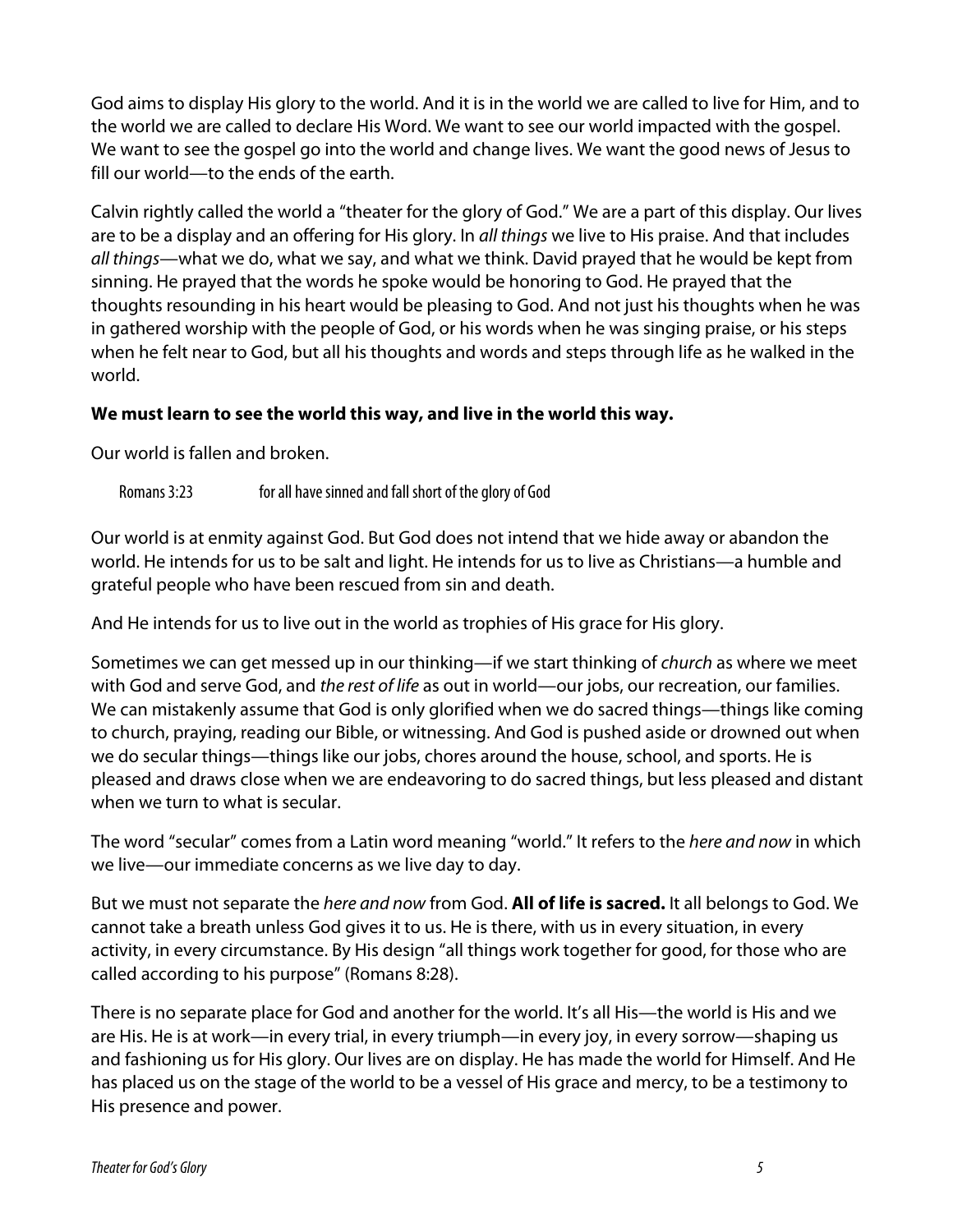God aims to display His glory to the world. And it is in the world we are called to live for Him, and to the world we are called to declare His Word. We want to see our world impacted with the gospel. We want to see the gospel go into the world and change lives. We want the good news of Jesus to fill our world—to the ends of the earth.

Calvin rightly called the world a "theater for the glory of God." We are a part of this display. Our lives are to be a display and an offering for His glory. In *all things* we live to His praise. And that includes *all things*—what we do, what we say, and what we think. David prayed that he would be kept from sinning. He prayed that the words he spoke would be honoring to God. He prayed that the thoughts resounding in his heart would be pleasing to God. And not just his thoughts when he was in gathered worship with the people of God, or his words when he was singing praise, or his steps when he felt near to God, but all his thoughts and words and steps through life as he walked in the world.

**We must learn to see the world this way, and live in the world this way.**

Our world is fallen and broken.

> Romans 3:23 for all have sinned and fall short of the glory of God

Our world is at enmity against God. But God does not intend that we hide away or abandon the world. He intends for us to be salt and light. He intends for us to live as Christians—a humble and grateful people who have been rescued from sin and death.

And He intends for us to live out in the world as trophies of His grace for His glory.

Sometimes we can get messed up in our thinking—if we start thinking of *church* as where we meet with God and serve God, and *the rest of life* as out in world—our jobs, our recreation, our families. We can mistakenly assume that God is only glorified when we do sacred things—things like coming to church, praying, reading our Bible, or witnessing. And God is pushed aside or drowned out when we do secular things—things like our jobs, chores around the house, school, and sports. He is pleased and draws close when we are endeavoring to do sacred things, but less pleased and distant when we turn to what is secular.

The word "secular" comes from a Latin word meaning "world." It refers to the *here and now* in which we live—our immediate concerns as we live day to day.

But we must not separate the *here and now* from God. **All of life is sacred.** It all belongs to God. We cannot take a breath unless God gives it to us. He is there, with us in every situation, in every activity, in every circumstance. By His design "all things work together for good, for those who are called according to his purpose" (Romans 8:28).

There is no separate place for God and another for the world. It's all His—the world is His and we are His. He is at work—in every trial, in every triumph—in every joy, in every sorrow—shaping us and fashioning us for His glory. Our lives are on display. He has made the world for Himself. And He has placed us on the stage of the world to be a vessel of His grace and mercy, to be a testimony to His presence and power.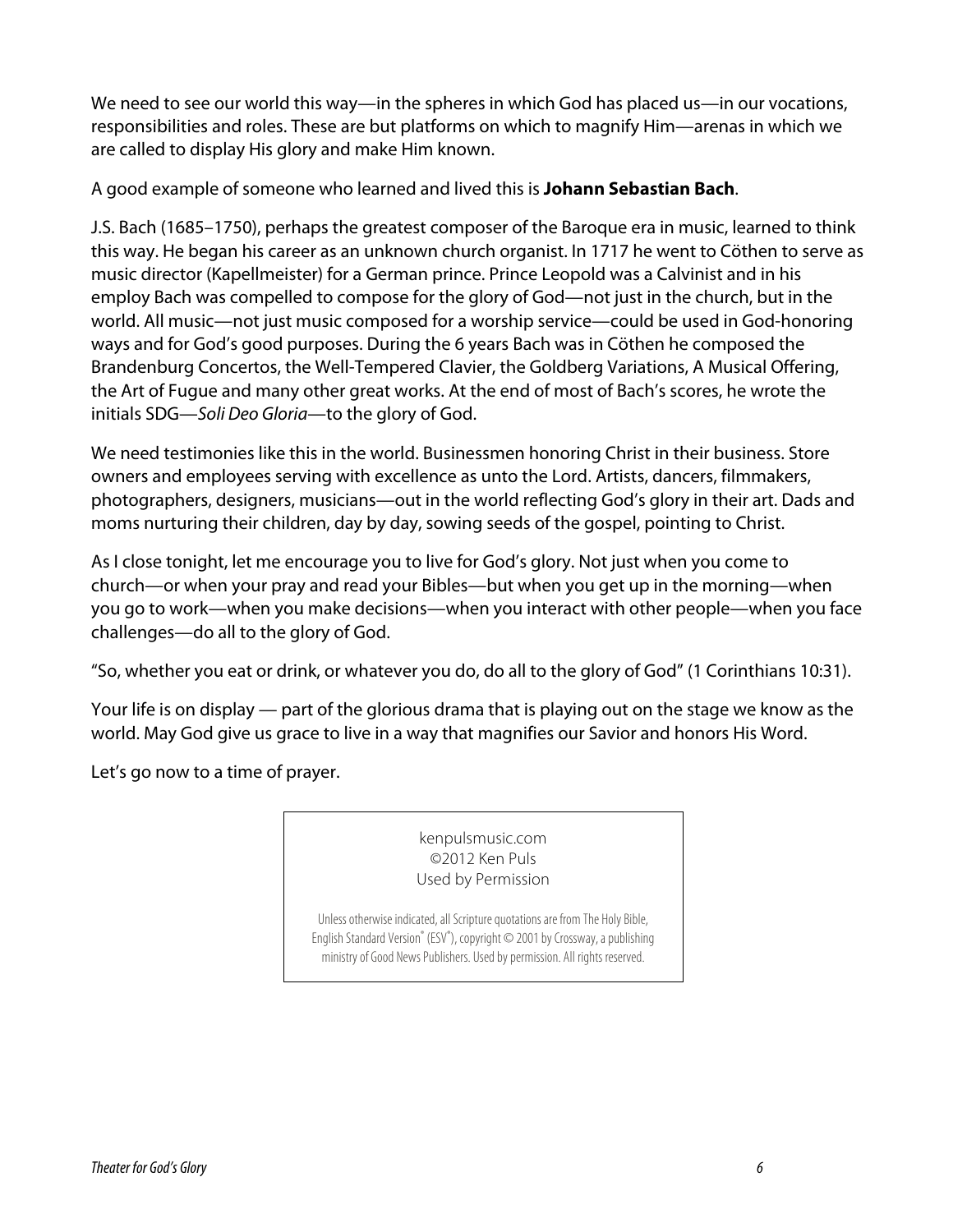We need to see our world this way—in the spheres in which God has placed us—in our vocations, responsibilities and roles. These are but platforms on which to magnify Him—arenas in which we are called to display His glory and make Him known.

A good example of someone who learned and lived this is **Johann Sebastian Bach**.

J.S. Bach (1685–1750), perhaps the greatest composer of the Baroque era in music, learned to think this way. He began his career as an unknown church organist. In 1717 he went to Cöthen to serve as music director (Kapellmeister) for a German prince. Prince Leopold was a Calvinist and in his employ Bach was compelled to compose for the glory of God—not just in the church, but in the world. All music—not just music composed for a worship service—could be used in God-honoring ways and for God's good purposes. During the 6 years Bach was in Cöthen he composed the Brandenburg Concertos, the Well-Tempered Clavier, the Goldberg Variations, A Musical Offering, the Art of Fugue and many other great works. At the end of most of Bach's scores, he wrote the initials SDG—*Soli Deo Gloria*—to the glory of God.

We need testimonies like this in the world. Businessmen honoring Christ in their business. Store owners and employees serving with excellence as unto the Lord. Artists, dancers, filmmakers, photographers, designers, musicians—out in the world reflecting God's glory in their art. Dads and moms nurturing their children, day by day, sowing seeds of the gospel, pointing to Christ.

As I close tonight, let me encourage you to live for God's glory. Not just when you come to church—or when your pray and read your Bibles—but when you get up in the morning—when you go to work—when you make decisions—when you interact with other people—when you face challenges—do all to the glory of God.

"So, whether you eat or drink, or whatever you do, do all to the glory of God" (1 Corinthians 10:31).

Your life is on display — part of the glorious drama that is playing out on the stage we know as the world. May God give us grace to live in a way that magnifies our Savior and honors His Word.

Let's go now to a time of prayer.

kenpulsmusic.com
©2012 Ken Puls
Used by Permission

Unless otherwise indicated, all Scripture quotations are from The Holy Bible, English Standard Version® (ESV®), copyright © 2001 by Crossway, a publishing ministry of Good News Publishers. Used by permission. All rights reserved.